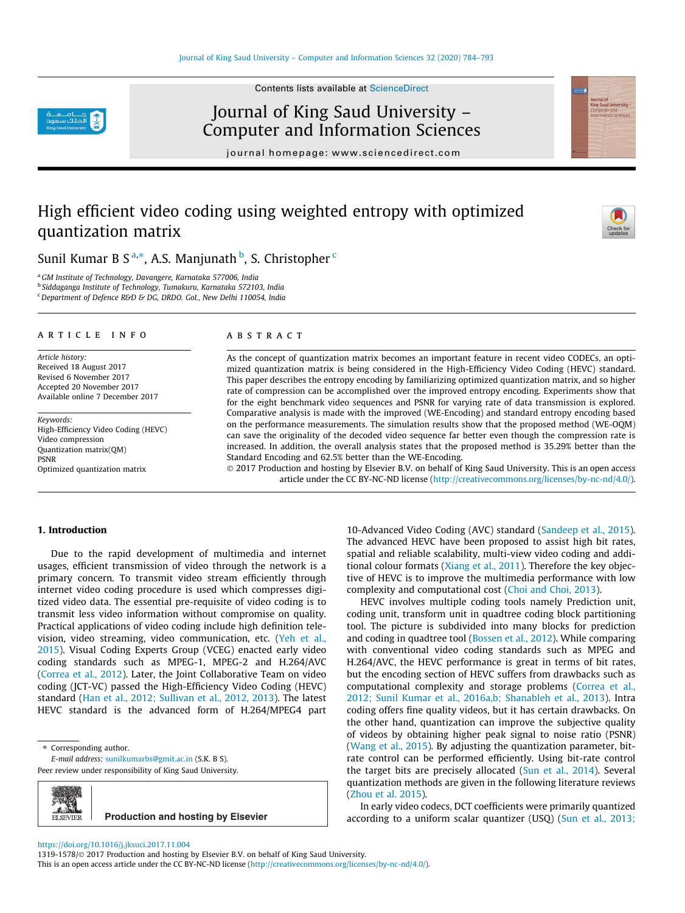# High efficient video coding using weighted entropy with optimized quantization matrix

Sunil Kumar B S [a,*], A.S. Manjunath [b], S. Christopher [c]

[a] GM Institute of Technology, Davangere, Karnataka 577006, India
[b] Siddaganga Institute of Technology, Tumakuru, Karnataka 572103, India
[c] Department of Defence R&D & DG, DRDO. GoI., New Delhi 110054, India

## ARTICLE INFO

*Article history:*
Received 18 August 2017
Revised 6 November 2017
Accepted 20 November 2017
Available online 7 December 2017

*Keywords:*
High-Efficiency Video Coding (HEVC)
Video compression
Quantization matrix(QM)
PSNR
Optimized quantization matrix

## ABSTRACT

As the concept of quantization matrix becomes an important feature in recent video CODECs, an optimized quantization matrix is being considered in the High-Efficiency Video Coding (HEVC) standard. This paper describes the entropy encoding by familiarizing optimized quantization matrix, and so higher rate of compression can be accomplished over the improved entropy encoding. Experiments show that for the eight benchmark video sequences and PSNR for varying rate of data transmission is explored. Comparative analysis is made with the improved (WE-Encoding) and standard entropy encoding based on the performance measurements. The simulation results show that the proposed method (WE-OQM) can save the originality of the decoded video sequence far better even though the compression rate is increased. In addition, the overall analysis states that the proposed method is 35.29% better than the Standard Encoding and 62.5% better than the WE-Encoding.

© 2017 Production and hosting by Elsevier B.V. on behalf of King Saud University. This is an open access article under the CC BY-NC-ND license (http://creativecommons.org/licenses/by-nc-nd/4.0/).

## 1. Introduction

Due to the rapid development of multimedia and internet usages, efficient transmission of video through the network is a primary concern. To transmit video stream efficiently through internet video coding procedure is used which compresses digitized video data. The essential pre-requisite of video coding is to transmit less video information without compromise on quality. Practical applications of video coding include high definition television, video streaming, video communication, etc. (Yeh et al., 2015). Visual Coding Experts Group (VCEG) enacted early video coding standards such as MPEG-1, MPEG-2 and H.264/AVC (Correa et al., 2012). Later, the Joint Collaborative Team on video coding (JCT-VC) passed the High-Efficiency Video Coding (HEVC) standard (Han et al., 2012; Sullivan et al., 2012, 2013). The latest HEVC standard is the advanced form of H.264/MPEG4 part 10-Advanced Video Coding (AVC) standard (Sandeep et al., 2015). The advanced HEVC have been proposed to assist high bit rates, spatial and reliable scalability, multi-view video coding and additional colour formats (Xiang et al., 2011). Therefore the key objective of HEVC is to improve the multimedia performance with low complexity and computational cost (Choi and Choi, 2013).

HEVC involves multiple coding tools namely Prediction unit, coding unit, transform unit in quadtree coding block partitioning tool. The picture is subdivided into many blocks for prediction and coding in quadtree tool (Bossen et al., 2012). While comparing with conventional video coding standards such as MPEG and H.264/AVC, the HEVC performance is great in terms of bit rates, but the encoding section of HEVC suffers from drawbacks such as computational complexity and storage problems (Correa et al., 2012; Sunil Kumar et al., 2016a,b; Shanableh et al., 2013). Intra coding offers fine quality videos, but it has certain drawbacks. On the other hand, quantization can improve the subjective quality of videos by obtaining higher peak signal to noise ratio (PSNR) (Wang et al., 2015). By adjusting the quantization parameter, bit-rate control can be performed efficiently. Using bit-rate control the target bits are precisely allocated (Sun et al., 2014). Several quantization methods are given in the following literature reviews (Zhou et al. 2015).

In early video codecs, DCT coefficients were primarily quantized according to a uniform scalar quantizer (USQ) (Sun et al., 2013;

* Corresponding author.
E-mail address: sunilkumarbs@gmit.ac.in (S.K. B S).
Peer review under responsibility of King Saud University.

https://doi.org/10.1016/j.jksuci.2017.11.004
1319-1578/© 2017 Production and hosting by Elsevier B.V. on behalf of King Saud University.
This is an open access article under the CC BY-NC-ND license (http://creativecommons.org/licenses/by-nc-nd/4.0/).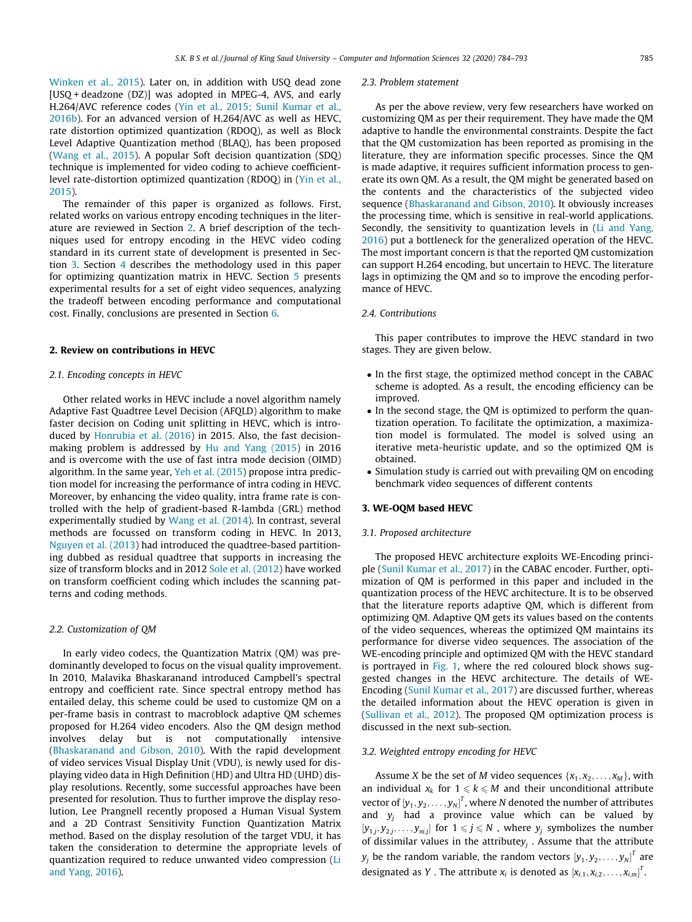Winken et al., 2015). Later on, in addition with USQ dead zone [USQ + deadzone (DZ)] was adopted in MPEG-4, AVS, and early H.264/AVC reference codes (Yin et al., 2015; Sunil Kumar et al., 2016b). For an advanced version of H.264/AVC as well as HEVC, rate distortion optimized quantization (RDOQ), as well as Block Level Adaptive Quantization method (BLAQ), has been proposed (Wang et al., 2015). A popular Soft decision quantization (SDQ) technique is implemented for video coding to achieve coefficient-level rate-distortion optimized quantization (RDOQ) in (Yin et al., 2015).

The remainder of this paper is organized as follows. First, related works on various entropy encoding techniques in the literature are reviewed in Section 2. A brief description of the techniques used for entropy encoding in the HEVC video coding standard in its current state of development is presented in Section 3. Section 4 describes the methodology used in this paper for optimizing quantization matrix in HEVC. Section 5 presents experimental results for a set of eight video sequences, analyzing the tradeoff between encoding performance and computational cost. Finally, conclusions are presented in Section 6.

## 2. Review on contributions in HEVC

### 2.1. Encoding concepts in HEVC

Other related works in HEVC include a novel algorithm namely Adaptive Fast Quadtree Level Decision (AFQLD) algorithm to make faster decision on Coding unit splitting in HEVC, which is introduced by Honrubia et al. (2016) in 2015. Also, the fast decision-making problem is addressed by Hu and Yang (2015) in 2016 and is overcome with the use of fast intra mode decision (OIMD) algorithm. In the same year, Yeh et al. (2015) propose intra prediction model for increasing the performance of intra coding in HEVC. Moreover, by enhancing the video quality, intra frame rate is controlled with the help of gradient-based R-lambda (GRL) method experimentally studied by Wang et al. (2014). In contrast, several methods are focussed on transform coding in HEVC. In 2013, Nguyen et al. (2013) had introduced the quadtree-based partitioning dubbed as residual quadtree that supports in increasing the size of transform blocks and in 2012 Sole et al. (2012) have worked on transform coefficient coding which includes the scanning patterns and coding methods.

### 2.2. Customization of QM

In early video codecs, the Quantization Matrix (QM) was predominantly developed to focus on the visual quality improvement. In 2010, Malavika Bhaskaranand introduced Campbell's spectral entropy and coefficient rate. Since spectral entropy method has entailed delay, this scheme could be used to customize QM on a per-frame basis in contrast to macroblock adaptive QM schemes proposed for H.264 video encoders. Also the QM design method involves delay but is not computationally intensive (Bhaskaranand and Gibson, 2010). With the rapid development of video services Visual Display Unit (VDU), is newly used for displaying video data in High Definition (HD) and Ultra HD (UHD) display resolutions. Recently, some successful approaches have been presented for resolution. Thus to further improve the display resolution, Lee Prangnell recently proposed a Human Visual System and a 2D Contrast Sensitivity Function Quantization Matrix method. Based on the display resolution of the target VDU, it has taken the consideration to determine the appropriate levels of quantization required to reduce unwanted video compression (Li and Yang, 2016).

### 2.3. Problem statement

As per the above review, very few researchers have worked on customizing QM as per their requirement. They have made the QM adaptive to handle the environmental constraints. Despite the fact that the QM customization has been reported as promising in the literature, they are information specific processes. Since the QM is made adaptive, it requires sufficient information process to generate its own QM. As a result, the QM might be generated based on the contents and the characteristics of the subjected video sequence (Bhaskaranand and Gibson, 2010). It obviously increases the processing time, which is sensitive in real-world applications. Secondly, the sensitivity to quantization levels in (Li and Yang, 2016) put a bottleneck for the generalized operation of the HEVC. The most important concern is that the reported QM customization can support H.264 encoding, but uncertain to HEVC. The literature lags in optimizing the QM and so to improve the encoding performance of HEVC.

### 2.4. Contributions

This paper contributes to improve the HEVC standard in two stages. They are given below.

- In the first stage, the optimized method concept in the CABAC scheme is adopted. As a result, the encoding efficiency can be improved.
- In the second stage, the QM is optimized to perform the quantization operation. To facilitate the optimization, a maximization model is formulated. The model is solved using an iterative meta-heuristic update, and so the optimized QM is obtained.
- Simulation study is carried out with prevailing QM on encoding benchmark video sequences of different contents

## 3. WE-OQM based HEVC

### 3.1. Proposed architecture

The proposed HEVC architecture exploits WE-Encoding principle (Sunil Kumar et al., 2017) in the CABAC encoder. Further, optimization of QM is performed in this paper and included in the quantization process of the HEVC architecture. It is to be observed that the literature reports adaptive QM, which is different from optimizing QM. Adaptive QM gets its values based on the contents of the video sequences, whereas the optimized QM maintains its performance for diverse video sequences. The association of the WE-encoding principle and optimized QM with the HEVC standard is portrayed in Fig. 1, where the red coloured block shows suggested changes in the HEVC architecture. The details of WE-Encoding (Sunil Kumar et al., 2017) are discussed further, whereas the detailed information about the HEVC operation is given in (Sullivan et al., 2012). The proposed QM optimization process is discussed in the next sub-section.

### 3.2. Weighted entropy encoding for HEVC

Assume $X$ be the set of $M$ video sequences $\{x_1, x_2, \ldots, x_M\}$, with an individual $x_k$ for $1 \leqslant k \leqslant M$ and their unconditional attribute vector of $[y_1, y_2, \ldots, y_N]^T$, where $N$ denoted the number of attributes and $y_j$ had a province value which can be valued by $[y_{1,j}, y_{2,j}, \ldots, y_{ni,j}]$ for $1 \leqslant j \leqslant N$ , where $y_j$ symbolizes the number of dissimilar values in the attribute$y_j$ . Assume that the attribute $y_j$ be the random variable, the random vectors $[y_1, y_2, \ldots, y_N]^T$ are designated as $Y$ . The attribute $x_i$ is denoted as $[x_{i,1}, x_{i,2}, \ldots, x_{i,m}]^T$.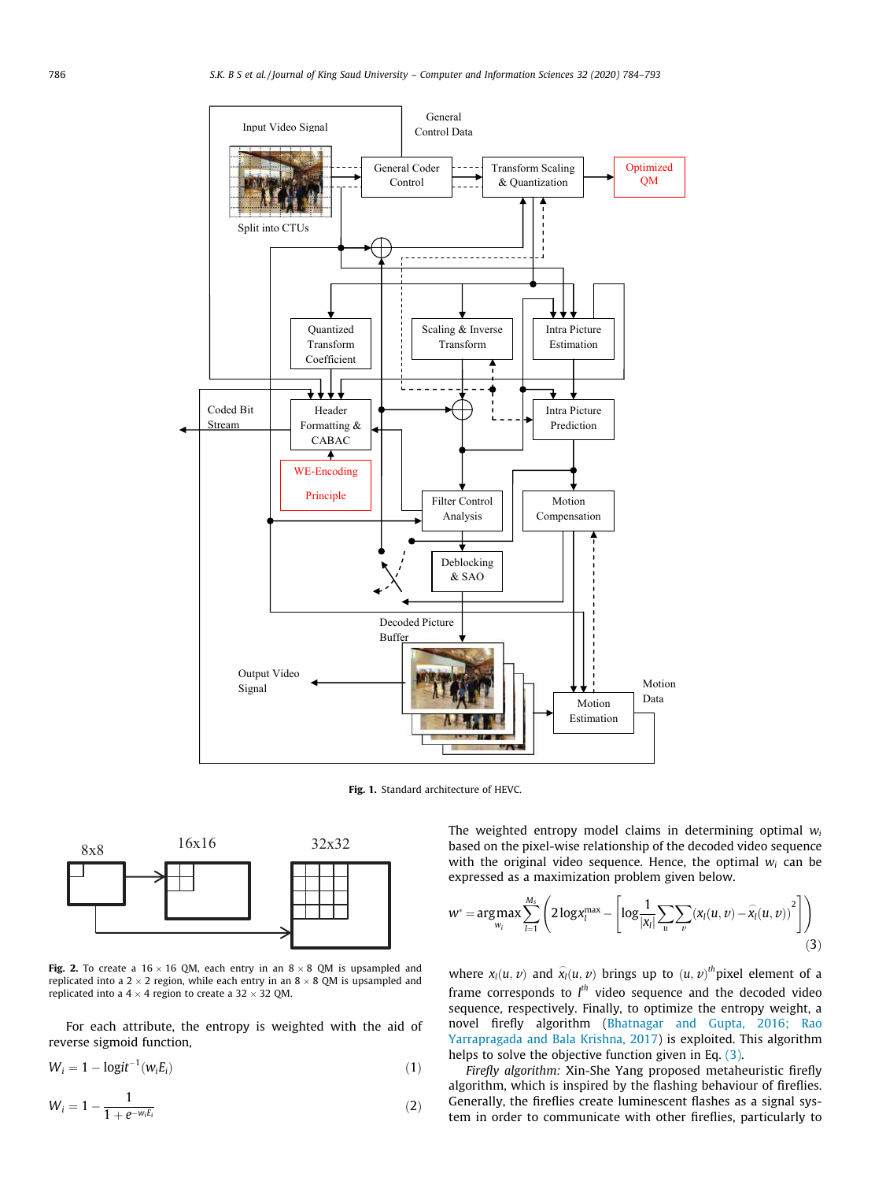Fig. 1. Standard architecture of HEVC.

**Fig. 2.** To create a 16 × 16 QM, each entry in an 8 × 8 QM is upsampled and replicated into a 2 × 2 region, while each entry in an 8 × 8 QM is upsampled and replicated into a 4 × 4 region to create a 32 × 32 QM.

For each attribute, the entropy is weighted with the aid of reverse sigmoid function,

$$W_i = 1 - \text{logit}^{-1}(w_i E_i) \tag{1}$$

$$W_i = 1 - \frac{1}{1 + e^{-w_i E_i}} \tag{2}$$

The weighted entropy model claims in determining optimal $w_i$ based on the pixel-wise relationship of the decoded video sequence with the original video sequence. Hence, the optimal $w_i$ can be expressed as a maximization problem given below.

$$w^* = \underset{w_i}{\text{argmax}} \sum_{l=1}^{M_s} \left( 2\log x_l^{\max} - \left[ \log \frac{1}{|x_l|} \sum_u \sum_v (x_l(u,v) - \hat{x}_l(u,v))^2 \right] \right) \tag{3}$$

where $x_l(u,v)$ and $\hat{x}_l(u,v)$ brings up to $(u,v)^{th}$ pixel element of a frame corresponds to $l^{th}$ video sequence and the decoded video sequence, respectively. Finally, to optimize the entropy weight, a novel firefly algorithm (Bhatnagar and Gupta, 2016; Rao Yarrapragada and Bala Krishna, 2017) is exploited. This algorithm helps to solve the objective function given in Eq. (3).

*Firefly algorithm:* Xin-She Yang proposed metaheuristic firefly algorithm, which is inspired by the flashing behaviour of fireflies. Generally, the fireflies create luminescent flashes as a signal system in order to communicate with other fireflies, particularly to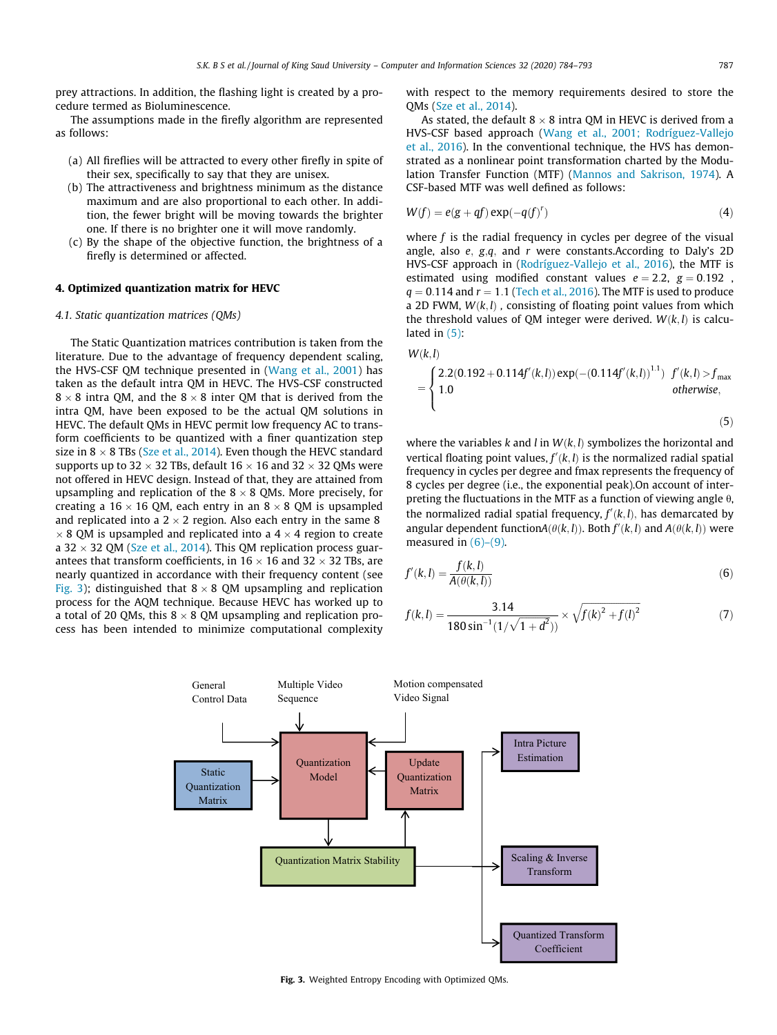prey attractions. In addition, the flashing light is created by a procedure termed as Bioluminescence.

The assumptions made in the firefly algorithm are represented as follows:

(a) All fireflies will be attracted to every other firefly in spite of their sex, specifically to say that they are unisex.
(b) The attractiveness and brightness minimum as the distance maximum and are also proportional to each other. In addition, the fewer bright will be moving towards the brighter one. If there is no brighter one it will move randomly.
(c) By the shape of the objective function, the brightness of a firefly is determined or affected.

## 4. Optimized quantization matrix for HEVC

### *4.1. Static quantization matrices (QMs)*

The Static Quantization matrices contribution is taken from the literature. Due to the advantage of frequency dependent scaling, the HVS-CSF QM technique presented in (Wang et al., 2001) has taken as the default intra QM in HEVC. The HVS-CSF constructed $8 \times 8$ intra QM, and the $8 \times 8$ inter QM that is derived from the intra QM, have been exposed to be the actual QM solutions in HEVC. The default QMs in HEVC permit low frequency AC to transform coefficients to be quantized with a finer quantization step size in $8 \times 8$ TBs (Sze et al., 2014). Even though the HEVC standard supports up to $32 \times 32$ TBs, default $16 \times 16$ and $32 \times 32$ QMs were not offered in HEVC design. Instead of that, they are attained from upsampling and replication of the $8 \times 8$ QMs. More precisely, for creating a $16 \times 16$ QM, each entry in an $8 \times 8$ QM is upsampled and replicated into a $2 \times 2$ region. Also each entry in the same $8 \times 8$ QM is upsampled and replicated into a $4 \times 4$ region to create a $32 \times 32$ QM (Sze et al., 2014). This QM replication process guarantees that transform coefficients, in $16 \times 16$ and $32 \times 32$ TBs, are nearly quantized in accordance with their frequency content (see Fig. 3); distinguished that $8 \times 8$ QM upsampling and replication process for the AQM technique. Because HEVC has worked up to a total of 20 QMs, this $8 \times 8$ QM upsampling and replication process has been intended to minimize computational complexity with respect to the memory requirements desired to store the QMs (Sze et al., 2014).

As stated, the default $8 \times 8$ intra QM in HEVC is derived from a HVS-CSF based approach (Wang et al., 2001; Rodríguez-Vallejo et al., 2016). In the conventional technique, the HVS has demonstrated as a nonlinear point transformation charted by the Modulation Transfer Function (MTF) (Mannos and Sakrison, 1974). A CSF-based MTF was well defined as follows:

$$W(f) = e(g + qf)\exp(-q(f)^r) \tag{4}$$

where $f$ is the radial frequency in cycles per degree of the visual angle, also $e$, $g$, $q$, and $r$ were constants.According to Daly's 2D HVS-CSF approach in (Rodríguez-Vallejo et al., 2016), the MTF is estimated using modified constant values $e = 2.2$, $g = 0.192$, $q = 0.114$ and $r = 1.1$ (Tech et al., 2016). The MTF is used to produce a 2D FWM, $W(k,l)$, consisting of floating point values from which the threshold values of QM integer were derived. $W(k,l)$ is calculated in (5):

$$W(k,l) = \begin{cases} 2.2(0.192 + 0.114f'(k,l))\exp(-(0.114f'(k,l))^{1.1}) & f'(k,l) > f_{max} \\ 1.0 & otherwise, \end{cases} \tag{5}$$

where the variables $k$ and $l$ in $W(k,l)$ symbolizes the horizontal and vertical floating point values, $f'(k,l)$ is the normalized radial spatial frequency in cycles per degree and fmax represents the frequency of 8 cycles per degree (i.e., the exponential peak).On account of interpreting the fluctuations in the MTF as a function of viewing angle $\theta$, the normalized radial spatial frequency, $f'(k,l)$, has demarcated by angular dependent function$A(\theta(k,l))$. Both $f'(k,l)$ and $A(\theta(k,l))$ were measured in (6)–(9).

$$f'(k,l) = \frac{f(k,l)}{A(\theta(k,l))} \tag{6}$$

$$f(k,l) = \frac{3.14}{180\sin^{-1}(1/\sqrt{1+d^2}))} \times \sqrt{f(k)^2 + f(l)^2} \tag{7}$$

**Fig. 3.** Weighted Entropy Encoding with Optimized QMs.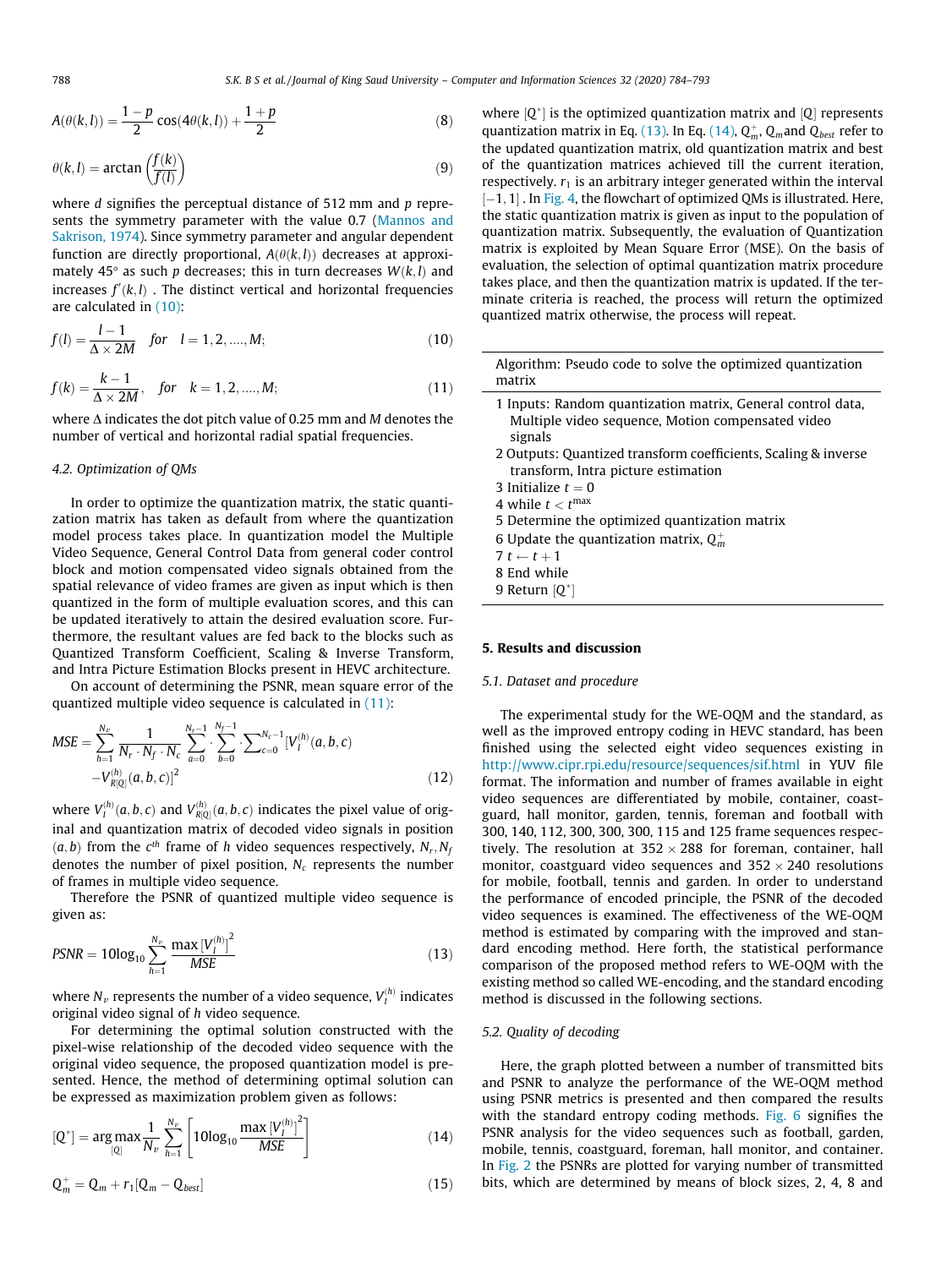$$A(\theta(k,l)) = \frac{1-p}{2}\cos(4\theta(k,l)) + \frac{1+p}{2} \tag{8}$$

$$\theta(k,l) = \arctan\left(\frac{f(k)}{f(l)}\right) \tag{9}$$

where $d$ signifies the perceptual distance of 512 mm and $p$ represents the symmetry parameter with the value 0.7 (Mannos and Sakrison, 1974). Since symmetry parameter and angular dependent function are directly proportional, $A(\theta(k,l))$ decreases at approximately 45° as such $p$ decreases; this in turn decreases $W(k,l)$ and increases $f'(k,l)$ . The distinct vertical and horizontal frequencies are calculated in (10):

$$f(l) = \frac{l-1}{\Delta \times 2M} \quad for \quad l = 1,2,\ldots,M; \tag{10}$$

$$f(k) = \frac{k-1}{\Delta \times 2M}, \quad for \quad k = 1,2,\ldots,M; \tag{11}$$

where $\Delta$ indicates the dot pitch value of 0.25 mm and $M$ denotes the number of vertical and horizontal radial spatial frequencies.

### 4.2. Optimization of QMs

In order to optimize the quantization matrix, the static quantization matrix has taken as default from where the quantization model process takes place. In quantization model the Multiple Video Sequence, General Control Data from general coder control block and motion compensated video signals obtained from the spatial relevance of video frames are given as input which is then quantized in the form of multiple evaluation scores, and this can be updated iteratively to attain the desired evaluation score. Furthermore, the resultant values are fed back to the blocks such as Quantized Transform Coefficient, Scaling & Inverse Transform, and Intra Picture Estimation Blocks present in HEVC architecture.

On account of determining the PSNR, mean square error of the quantized multiple video sequence is calculated in (11):

$$MSE = \sum_{h=1}^{N_v} \frac{1}{N_r \cdot N_f \cdot N_c} \sum_{a=0}^{N_r-1} \cdot \sum_{b=0}^{N_f-1} \cdot \sum_{c=0}^{N_c-1} [V_I^{(h)}(a,b,c) - V_{R[Q]}^{(h)}(a,b,c)]^2 \tag{12}$$

where $V_I^{(h)}(a,b,c)$ and $V_{R[Q]}^{(h)}(a,b,c)$ indicates the pixel value of original and quantization matrix of decoded video signals in position $(a,b)$ from the $c^{th}$ frame of $h$ video sequences respectively, $N_r, N_f$ denotes the number of pixel position, $N_c$ represents the number of frames in multiple video sequence.

Therefore the PSNR of quantized multiple video sequence is given as:

$$PSNR = 10\log_{10} \sum_{h=1}^{N_v} \frac{\max [V_I^{(h)}]^2}{MSE} \tag{13}$$

where $N_v$ represents the number of a video sequence, $V_I^{(h)}$ indicates original video signal of $h$ video sequence.

For determining the optimal solution constructed with the pixel-wise relationship of the decoded video sequence with the original video sequence, the proposed quantization model is presented. Hence, the method of determining optimal solution can be expressed as maximization problem given as follows:

$$[Q^*] = \arg\max_{[Q]} \frac{1}{N_v} \sum_{h=1}^{N_v} \left[10\log_{10} \frac{\max [V_I^{(h)}]^2}{MSE}\right] \tag{14}$$

$$Q_m^+ = Q_m + r_1[Q_m - Q_{best}] \tag{15}$$

where $[Q^*]$ is the optimized quantization matrix and $[Q]$ represents quantization matrix in Eq. (13). In Eq. (14), $Q_m^+$, $Q_m$ and $Q_{best}$ refer to the updated quantization matrix, old quantization matrix and best of the quantization matrices achieved till the current iteration, respectively. $r_1$ is an arbitrary integer generated within the interval $[-1, 1]$ . In Fig. 4, the flowchart of optimized QMs is illustrated. Here, the static quantization matrix is given as input to the population of quantization matrix. Subsequently, the evaluation of Quantization matrix is exploited by Mean Square Error (MSE). On the basis of evaluation, the selection of optimal quantization matrix procedure takes place, and then the quantization matrix is updated. If the terminate criteria is reached, the process will return the optimized quantized matrix otherwise, the process will repeat.

---

Algorithm: Pseudo code to solve the optimized quantization matrix

---

1 Inputs: Random quantization matrix, General control data, Multiple video sequence, Motion compensated video signals
2 Outputs: Quantized transform coefficients, Scaling & inverse transform, Intra picture estimation
3 Initialize $t = 0$
4 while $t < t^{max}$
5 Determine the optimized quantization matrix
6 Update the quantization matrix, $Q_m^+$
7 $t \leftarrow t + 1$
8 End while
9 Return $[Q^*]$

---

## 5. Results and discussion

### 5.1. Dataset and procedure

The experimental study for the WE-OQM and the standard, as well as the improved entropy coding in HEVC standard, has been finished using the selected eight video sequences existing in http://www.cipr.rpi.edu/resource/sequences/sif.html in YUV file format. The information and number of frames available in eight video sequences are differentiated by mobile, container, coastguard, hall monitor, garden, tennis, foreman and football with 300, 140, 112, 300, 300, 300, 115 and 125 frame sequences respectively. The resolution at 352 × 288 for foreman, container, hall monitor, coastguard video sequences and 352 × 240 resolutions for mobile, football, tennis and garden. In order to understand the performance of encoded principle, the PSNR of the decoded video sequences is examined. The effectiveness of the WE-OQM method is estimated by comparing with the improved and standard encoding method. Here forth, the statistical performance comparison of the proposed method refers to WE-OQM with the existing method so called WE-encoding, and the standard encoding method is discussed in the following sections.

### 5.2. Quality of decoding

Here, the graph plotted between a number of transmitted bits and PSNR to analyze the performance of the WE-OQM method using PSNR metrics is presented and then compared the results with the standard entropy coding methods. Fig. 6 signifies the PSNR analysis for the video sequences such as football, garden, mobile, tennis, coastguard, foreman, hall monitor, and container. In Fig. 2 the PSNRs are plotted for varying number of transmitted bits, which are determined by means of block sizes, 2, 4, 8 and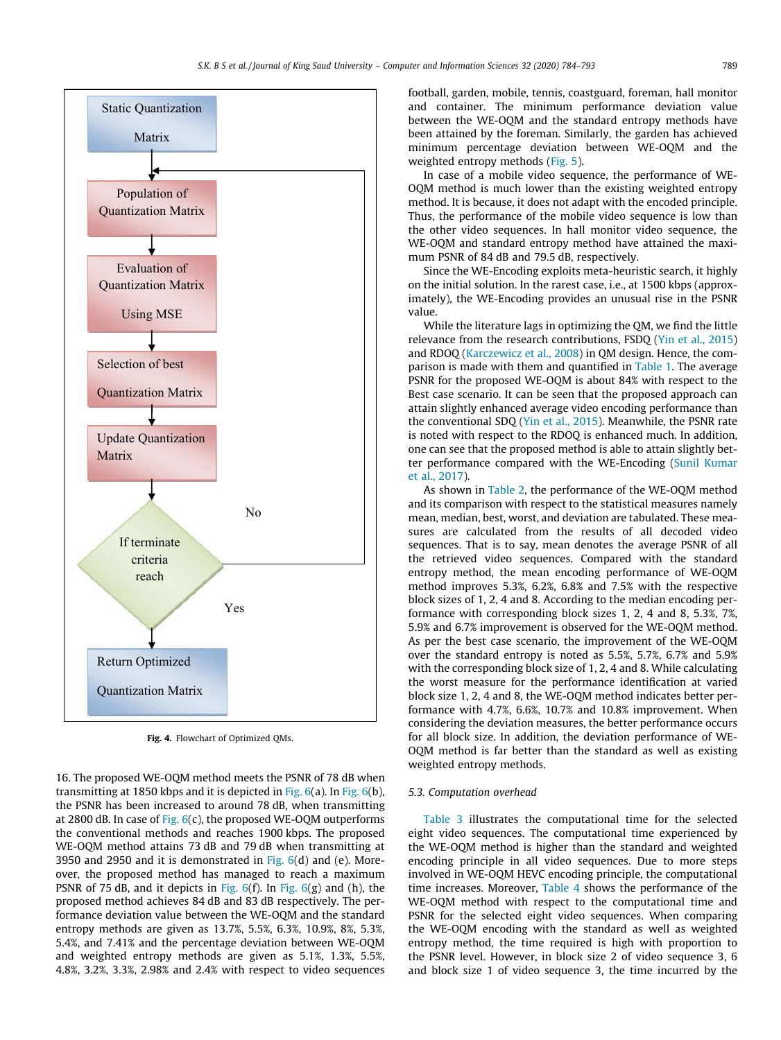Static Quantization Matrix → Population of Quantization Matrix → Evaluation of Quantization Matrix Using MSE → Selection of best Quantization Matrix → Update Quantization Matrix → If terminate criteria reach (No → Population of Quantization Matrix; Yes → Return Optimized Quantization Matrix)

**Fig. 4.** Flowchart of Optimized QMs.

16. The proposed WE-OQM method meets the PSNR of 78 dB when transmitting at 1850 kbps and it is depicted in Fig. 6(a). In Fig. 6(b), the PSNR has been increased to around 78 dB, when transmitting at 2800 dB. In case of Fig. 6(c), the proposed WE-OQM outperforms the conventional methods and reaches 1900 kbps. The proposed WE-OQM method attains 73 dB and 79 dB when transmitting at 3950 and 2950 and it is demonstrated in Fig. 6(d) and (e). Moreover, the proposed method has managed to reach a maximum PSNR of 75 dB, and it depicts in Fig. 6(f). In Fig. 6(g) and (h), the proposed method achieves 84 dB and 83 dB respectively. The performance deviation value between the WE-OQM and the standard entropy methods are given as 13.7%, 5.5%, 6.3%, 10.9%, 8%, 5.3%, 5.4%, and 7.41% and the percentage deviation between WE-OQM and weighted entropy methods are given as 5.1%, 1.3%, 5.5%, 4.8%, 3.2%, 3.3%, 2.98% and 2.4% with respect to video sequences football, garden, mobile, tennis, coastguard, foreman, hall monitor and container. The minimum performance deviation value between the WE-OQM and the standard entropy methods have been attained by the foreman. Similarly, the garden has achieved minimum percentage deviation between WE-OQM and the weighted entropy methods (Fig. 5).

In case of a mobile video sequence, the performance of WE-OQM method is much lower than the existing weighted entropy method. It is because, it does not adapt with the encoded principle. Thus, the performance of the mobile video sequence is low than the other video sequences. In hall monitor video sequence, the WE-OQM and standard entropy method have attained the maximum PSNR of 84 dB and 79.5 dB, respectively.

Since the WE-Encoding exploits meta-heuristic search, it highly on the initial solution. In the rarest case, i.e., at 1500 kbps (approximately), the WE-Encoding provides an unusual rise in the PSNR value.

While the literature lags in optimizing the QM, we find the little relevance from the research contributions, FSDQ (Yin et al., 2015) and RDOQ (Karczewicz et al., 2008) in QM design. Hence, the comparison is made with them and quantified in Table 1. The average PSNR for the proposed WE-OQM is about 84% with respect to the Best case scenario. It can be seen that the proposed approach can attain slightly enhanced average video encoding performance than the conventional SDQ (Yin et al., 2015). Meanwhile, the PSNR rate is noted with respect to the RDOQ is enhanced much. In addition, one can see that the proposed method is able to attain slightly better performance compared with the WE-Encoding (Sunil Kumar et al., 2017).

As shown in Table 2, the performance of the WE-OQM method and its comparison with respect to the statistical measures namely mean, median, best, worst, and deviation are tabulated. These measures are calculated from the results of all decoded video sequences. That is to say, mean denotes the average PSNR of all the retrieved video sequences. Compared with the standard entropy method, the mean encoding performance of WE-OQM method improves 5.3%, 6.2%, 6.8% and 7.5% with the respective block sizes of 1, 2, 4 and 8. According to the median encoding performance with corresponding block sizes 1, 2, 4 and 8, 5.3%, 7%, 5.9% and 6.7% improvement is observed for the WE-OQM method. As per the best case scenario, the improvement of the WE-OQM over the standard entropy is noted as 5.5%, 5.7%, 6.7% and 5.9% with the corresponding block size of 1, 2, 4 and 8. While calculating the worst measure for the performance identification at varied block size 1, 2, 4 and 8, the WE-OQM method indicates better performance with 4.7%, 6.6%, 10.7% and 10.8% improvement. When considering the deviation measures, the better performance occurs for all block size. In addition, the deviation performance of WE-OQM method is far better than the standard as well as existing weighted entropy methods.

### 5.3. Computation overhead

Table 3 illustrates the computational time for the selected eight video sequences. The computational time experienced by the WE-OQM method is higher than the standard and weighted encoding principle in all video sequences. Due to more steps involved in WE-OQM HEVC encoding principle, the computational time increases. Moreover, Table 4 shows the performance of the WE-OQM method with respect to the computational time and PSNR for the selected eight video sequences. When comparing the WE-OQM encoding with the standard as well as weighted entropy method, the time required is high with proportion to the PSNR level. However, in block size 2 of video sequence 3, 6 and block size 1 of video sequence 3, the time incurred by the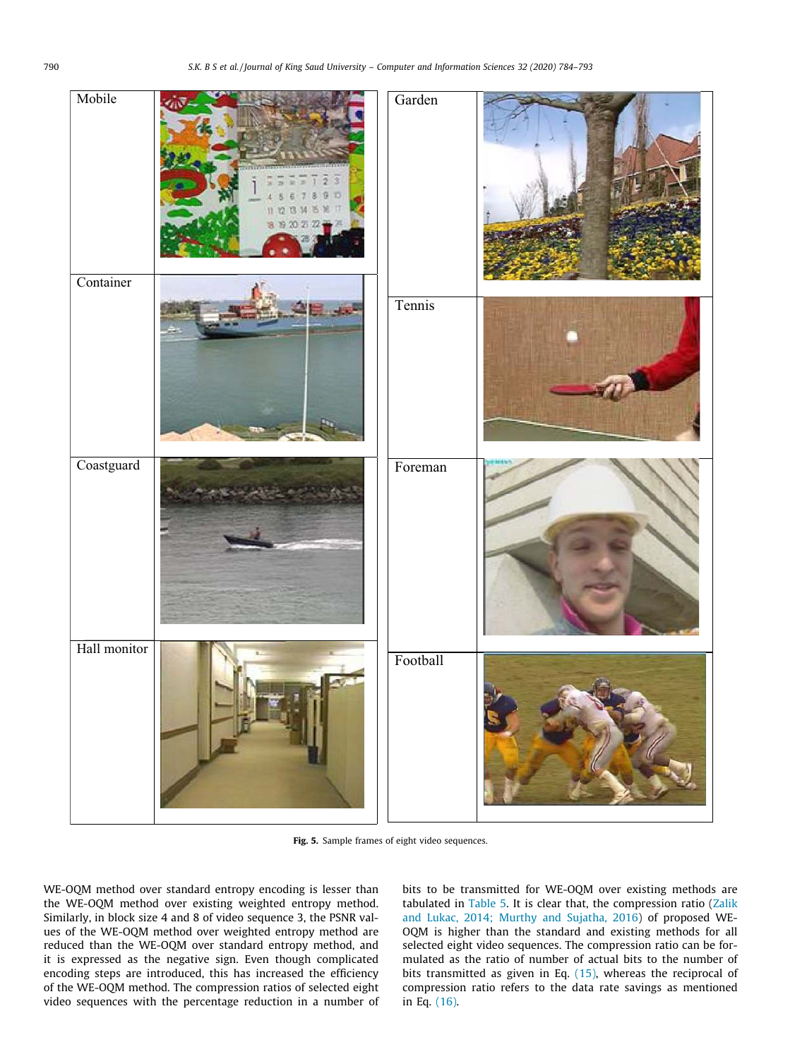| Mobile | | Garden | |
|---|---|---|---|
| Container | | Tennis | |
| Coastguard | | Foreman | |
| Hall monitor | | Football | |

**Fig. 5.** Sample frames of eight video sequences.

WE-OQM method over standard entropy encoding is lesser than the WE-OQM method over existing weighted entropy method. Similarly, in block size 4 and 8 of video sequence 3, the PSNR values of the WE-OQM method over weighted entropy method are reduced than the WE-OQM over standard entropy method, and it is expressed as the negative sign. Even though complicated encoding steps are introduced, this has increased the efficiency of the WE-OQM method. The compression ratios of selected eight video sequences with the percentage reduction in a number of bits to be transmitted for WE-OQM over existing methods are tabulated in Table 5. It is clear that, the compression ratio (Zalik and Lukac, 2014; Murthy and Sujatha, 2016) of proposed WE-OQM is higher than the standard and existing methods for all selected eight video sequences. The compression ratio can be formulated as the ratio of number of actual bits to the number of bits transmitted as given in Eq. (15), whereas the reciprocal of compression ratio refers to the data rate savings as mentioned in Eq. (16).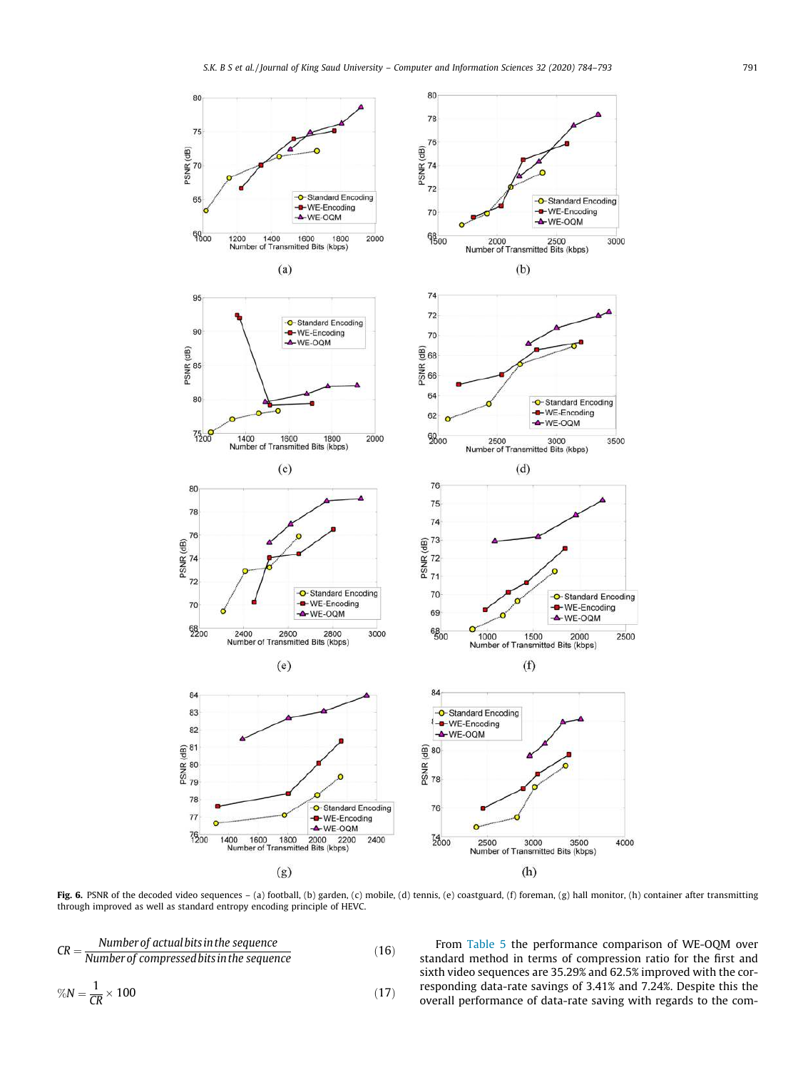**Fig. 6.** PSNR of the decoded video sequences – (a) football, (b) garden, (c) mobile, (d) tennis, (e) coastguard, (f) foreman, (g) hall monitor, (h) container after transmitting through improved as well as standard entropy encoding principle of HEVC.

$$CR = \frac{\textit{Number of actual bits in the sequence}}{\textit{Number of compressed bits in the sequence}} \tag{16}$$

$$\%N = \frac{1}{CR} \times 100 \tag{17}$$

From Table 5 the performance comparison of WE-OQM over standard method in terms of compression ratio for the first and sixth video sequences are 35.29% and 62.5% improved with the corresponding data-rate savings of 3.41% and 7.24%. Despite this the overall performance of data-rate saving with regards to the com-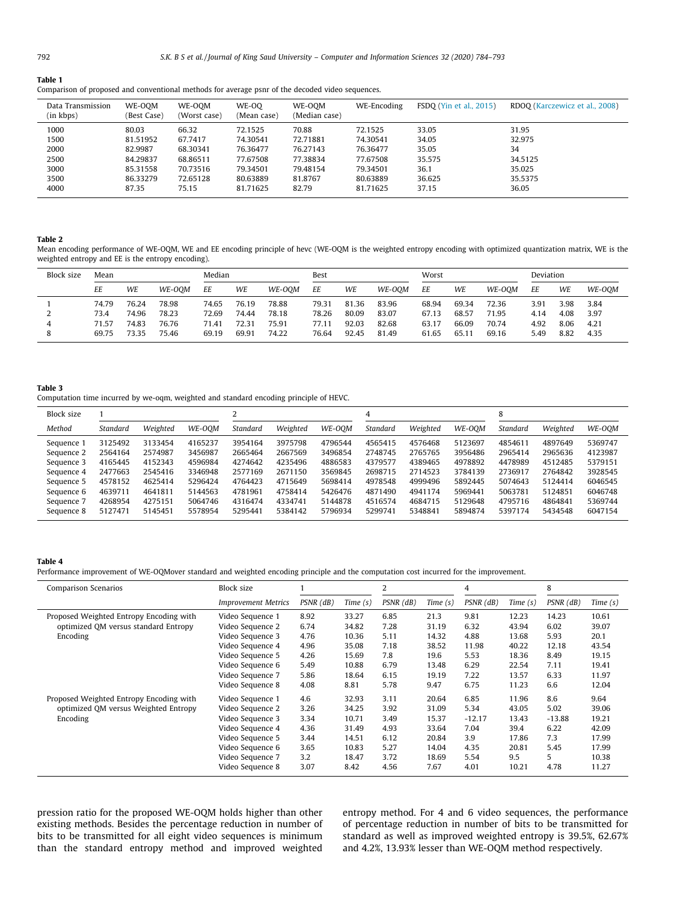**Table 1**
Comparison of proposed and conventional methods for average psnr of the decoded video sequences.

| Data Transmission (in kbps) | WE-OQM (Best Case) | WE-OQM (Worst case) | WE-OQ (Mean case) | WE-OQM (Median case) | WE-Encoding | FSDQ (Yin et al., 2015) | RDOQ (Karczewicz et al., 2008) |
|---|---|---|---|---|---|---|---|
| 1000 | 80.03 | 66.32 | 72.1525 | 70.88 | 72.1525 | 33.05 | 31.95 |
| 1500 | 81.51952 | 67.7417 | 74.30541 | 72.71881 | 74.30541 | 34.05 | 32.975 |
| 2000 | 82.9987 | 68.30341 | 76.36477 | 76.27143 | 76.36477 | 35.05 | 34 |
| 2500 | 84.29837 | 68.86511 | 77.67508 | 77.38834 | 77.67508 | 35.575 | 34.5125 |
| 3000 | 85.31558 | 70.73516 | 79.34501 | 79.48154 | 79.34501 | 36.1 | 35.025 |
| 3500 | 86.33279 | 72.65128 | 80.63889 | 81.8767 | 80.63889 | 36.625 | 35.5375 |
| 4000 | 87.35 | 75.15 | 81.71625 | 82.79 | 81.71625 | 37.15 | 36.05 |

**Table 2**
Mean encoding performance of WE-OQM, WE and EE encoding principle of hevc (WE-OQM is the weighted entropy encoding with optimized quantization matrix, WE is the weighted entropy and EE is the entropy encoding).

| Block size | Mean | | | Median | | | Best | | | Worst | | | Deviation | | |
|---|---|---|---|---|---|---|---|---|---|---|---|---|---|---|---|
| | *EE* | *WE* | *WE-OQM* | *EE* | *WE* | *WE-OQM* | *EE* | *WE* | *WE-OQM* | *EE* | *WE* | *WE-OQM* | *EE* | *WE* | *WE-OQM* |
| 1 | 74.79 | 76.24 | 78.98 | 74.65 | 76.19 | 78.88 | 79.31 | 81.36 | 83.96 | 68.94 | 69.34 | 72.36 | 3.91 | 3.98 | 3.84 |
| 2 | 73.4 | 74.96 | 78.23 | 72.69 | 74.44 | 78.18 | 78.26 | 80.09 | 83.07 | 67.13 | 68.57 | 71.95 | 4.14 | 4.08 | 3.97 |
| 4 | 71.57 | 74.83 | 76.76 | 71.41 | 72.31 | 75.91 | 77.11 | 92.03 | 82.68 | 63.17 | 66.09 | 70.74 | 4.92 | 8.06 | 4.21 |
| 8 | 69.75 | 73.35 | 75.46 | 69.19 | 69.91 | 74.22 | 76.64 | 92.45 | 81.49 | 61.65 | 65.11 | 69.16 | 5.49 | 8.82 | 4.35 |

**Table 3**
Computation time incurred by we-oqm, weighted and standard encoding principle of HEVC.

| Block size | 1 | | | 2 | | | 4 | | | 8 | | |
|---|---|---|---|---|---|---|---|---|---|---|---|---|
| *Method* | *Standard* | *Weighted* | *WE-OQM* | *Standard* | *Weighted* | *WE-OQM* | *Standard* | *Weighted* | *WE-OQM* | *Standard* | *Weighted* | *WE-OQM* |
| Sequence 1 | 3125492 | 3133454 | 4165237 | 3954164 | 3975798 | 4796544 | 4565415 | 4576468 | 5123697 | 4854611 | 4897649 | 5369747 |
| Sequence 2 | 2564164 | 2574987 | 3456987 | 2665464 | 2667569 | 3496854 | 2748745 | 2765765 | 3956486 | 2965414 | 2965636 | 4123987 |
| Sequence 3 | 4165445 | 4152343 | 4596984 | 4274642 | 4235496 | 4886583 | 4379577 | 4389465 | 4978892 | 4478989 | 4512485 | 5379151 |
| Sequence 4 | 2477663 | 2545416 | 3346948 | 2577169 | 2671150 | 3569845 | 2698715 | 2714523 | 3784139 | 2736917 | 2764842 | 3928545 |
| Sequence 5 | 4578152 | 4625414 | 5296424 | 4764423 | 4715649 | 5698414 | 4978548 | 4999496 | 5892445 | 5074643 | 5124414 | 6046545 |
| Sequence 6 | 4639711 | 4641811 | 5144563 | 4781961 | 4758414 | 5426476 | 4871490 | 4941174 | 5969441 | 5063781 | 5124851 | 6046748 |
| Sequence 7 | 4268954 | 4275151 | 5064746 | 4316474 | 4334741 | 5144878 | 4516574 | 4684715 | 5129648 | 4795716 | 4864841 | 5369744 |
| Sequence 8 | 5127471 | 5145451 | 5578954 | 5295441 | 5384142 | 5796934 | 5299741 | 5348841 | 5894874 | 5397174 | 5434548 | 6047154 |

**Table 4**
Performance improvement of WE-OQMover standard and weighted encoding principle and the computation cost incurred for the improvement.

| Comparison Scenarios | Block size | 1 | | 2 | | 4 | | 8 | |
|---|---|---|---|---|---|---|---|---|---|
| | *Improvement Metrics* | *PSNR (dB)* | *Time (s)* | *PSNR (dB)* | *Time (s)* | *PSNR (dB)* | *Time (s)* | *PSNR (dB)* | *Time (s)* |
| Proposed Weighted Entropy Encoding with optimized QM versus standard Entropy Encoding | Video Sequence 1 | 8.92 | 33.27 | 6.85 | 21.3 | 9.81 | 12.23 | 14.23 | 10.61 |
| | Video Sequence 2 | 6.74 | 34.82 | 7.28 | 31.19 | 6.32 | 43.94 | 6.02 | 39.07 |
| | Video Sequence 3 | 4.76 | 10.36 | 5.11 | 14.32 | 4.88 | 13.68 | 5.93 | 20.1 |
| | Video Sequence 4 | 4.96 | 35.08 | 7.18 | 38.52 | 11.98 | 40.22 | 12.18 | 43.54 |
| | Video Sequence 5 | 4.26 | 15.69 | 7.8 | 19.6 | 5.53 | 18.36 | 8.49 | 19.15 |
| | Video Sequence 6 | 5.49 | 10.88 | 6.79 | 13.48 | 6.29 | 22.54 | 7.11 | 19.41 |
| | Video Sequence 7 | 5.86 | 18.64 | 6.15 | 19.19 | 7.22 | 13.57 | 6.33 | 11.97 |
| | Video Sequence 8 | 4.08 | 8.81 | 5.78 | 9.47 | 6.75 | 11.23 | 6.6 | 12.04 |
| Proposed Weighted Entropy Encoding with optimized QM versus Weighted Entropy Encoding | Video Sequence 1 | 4.6 | 32.93 | 3.11 | 20.64 | 6.85 | 11.96 | 8.6 | 9.64 |
| | Video Sequence 2 | 3.26 | 34.25 | 3.92 | 31.09 | 5.34 | 43.05 | 5.02 | 39.06 |
| | Video Sequence 3 | 3.34 | 10.71 | 3.49 | 15.37 | -12.17 | 13.43 | -13.88 | 19.21 |
| | Video Sequence 4 | 4.36 | 31.49 | 4.93 | 33.64 | 7.04 | 39.4 | 6.22 | 42.09 |
| | Video Sequence 5 | 3.44 | 14.51 | 6.12 | 20.84 | 3.9 | 17.86 | 7.3 | 17.99 |
| | Video Sequence 6 | 3.65 | 10.83 | 5.27 | 14.04 | 4.35 | 20.81 | 5.45 | 17.99 |
| | Video Sequence 7 | 3.2 | 18.47 | 3.72 | 18.69 | 5.54 | 9.5 | 5 | 10.38 |
| | Video Sequence 8 | 3.07 | 8.42 | 4.56 | 7.67 | 4.01 | 10.21 | 4.78 | 11.27 |

pression ratio for the proposed WE-OQM holds higher than other existing methods. Besides the percentage reduction in number of bits to be transmitted for all eight video sequences is minimum than the standard entropy method and improved weighted entropy method. For 4 and 6 video sequences, the performance of percentage reduction in number of bits to be transmitted for standard as well as improved weighted entropy is 39.5%, 62.67% and 4.2%, 13.93% lesser than WE-OQM method respectively.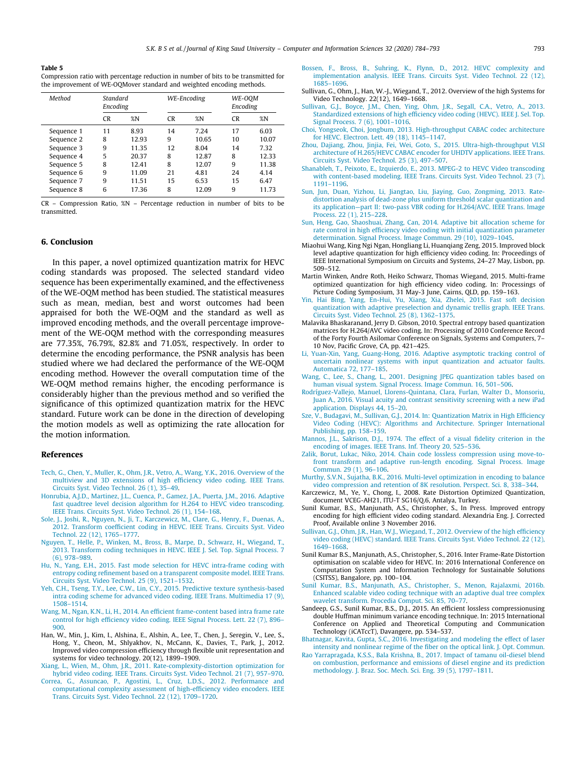**Table 5**
Compression ratio with percentage reduction in number of bits to be transmitted for the improvement of WE-OQMover standard and weighted encoding methods.

| *Method* | *Standard Encoding* | | *WE-Encoding* | | *WE-OQM Encoding* | |
|---|---|---|---|---|---|---|
| | CR | %N | CR | %N | CR | %N |
| Sequence 1 | 11 | 8.93 | 14 | 7.24 | 17 | 6.03 |
| Sequence 2 | 8 | 12.93 | 9 | 10.65 | 10 | 10.07 |
| Sequence 3 | 9 | 11.35 | 12 | 8.04 | 14 | 7.32 |
| Sequence 4 | 5 | 20.37 | 8 | 12.87 | 8 | 12.33 |
| Sequence 5 | 8 | 12.41 | 8 | 12.07 | 9 | 11.38 |
| Sequence 6 | 9 | 11.09 | 21 | 4.81 | 24 | 4.14 |
| Sequence 7 | 9 | 11.51 | 15 | 6.53 | 15 | 6.47 |
| Sequence 8 | 6 | 17.36 | 8 | 12.09 | 9 | 11.73 |

CR – Compression Ratio, %N – Percentage reduction in number of bits to be transmitted.

## 6. Conclusion

In this paper, a novel optimized quantization matrix for HEVC coding standards was proposed. The selected standard video sequence has been experimentally examined, and the effectiveness of the WE-OQM method has been studied. The statistical measures such as mean, median, best and worst outcomes had been appraised for both the WE-OQM and the standard as well as improved encoding methods, and the overall percentage improvement of the WE-OQM method with the corresponding measures are 77.35%, 76.79%, 82.8% and 71.05%, respectively. In order to determine the encoding performance, the PSNR analysis has been studied where we had declared the performance of the WE-OQM encoding method. However the overall computation time of the WE-OQM method remains higher, the encoding performance is considerably higher than the previous method and so verified the significance of this optimized quantization matrix for the HEVC standard. Future work can be done in the direction of developing the motion models as well as optimizing the rate allocation for the motion information.

## References

Tech, G., Chen, Y., Muller, K., Ohm, J.R., Vetro, A., Wang, Y.K., 2016. Overview of the multiview and 3D extensions of high efficiency video coding. IEEE Trans. Circuits Syst. Video Technol. 26 (1), 35–49.

Honrubia, A.J.D., Martinez, J.L., Cuenca, P., Gamez, J.A., Puerta, J.M., 2016. Adaptive fast quadtree level decision algorithm for H.264 to HEVC video transcoding. IEEE Trans. Circuits Syst. Video Technol. 26 (1), 154–168.

Sole, J., Joshi, R., Nguyen, N., Ji, T., Karczewicz, M., Clare, G., Henry, F., Duenas, A., 2012. Transform coefficient coding in HEVC. IEEE Trans. Circuits Syst. Video Technol. 22 (12), 1765–1777.

Nguyen, T., Helle, P., Winken, M., Bross, B., Marpe, D., Schwarz, H., Wiegand, T., 2013. Transform coding techniques in HEVC. IEEE J. Sel. Top. Signal Process. 7 (6), 978–989.

Hu, N., Yang, E.H., 2015. Fast mode selection for HEVC intra-frame coding with entropy coding refinement based on a transparent composite model. IEEE Trans. Circuits Syst. Video Technol. 25 (9), 1521–1532.

Yeh, C.H., Tseng, T.Y., Lee, C.W., Lin, C.Y., 2015. Predictive texture synthesis-based intra coding scheme for advanced video coding. IEEE Trans. Multimedia 17 (9), 1508–1514.

Wang, M., Ngan, K.N., Li, H., 2014. An efficient frame-content based intra frame rate control for high efficiency video coding. IEEE Signal Process. Lett. 22 (7), 896–900.

Han, W., Min, J., Kim, I., Alshina, E., Alshin, A., Lee, T., Chen, J., Seregin, V., Lee, S., Hong, Y., Cheon, M., Shlyakhov, N., McCann, K., Davies, T., Park, J., 2012. Improved video compression efficiency through flexible unit representation and systems for video technology. 20(12), 1899–1909.

Xiang, L., Wien, M., Ohm, J.R., 2011. Rate-complexity-distortion optimization for hybrid video coding. IEEE Trans. Circuits Syst. Video Technol. 21 (7), 957–970.

Correa, G., Assuncao, P., Agostini, L., Cruz, L.D.S., 2012. Performance and computational complexity assessment of high-efficiency video encoders. IEEE Trans. Circuits Syst. Video Technol. 22 (12), 1709–1720.

Bossen, F., Bross, B., Suhring, K., Flynn, D., 2012. HEVC complexity and implementation analysis. IEEE Trans. Circuits Syst. Video Technol. 22 (12), 1685–1696.

Sullivan, G., Ohm, J., Han, W.-J., Wiegand, T., 2012. Overview of the high Systems for Video Technology. 22(12), 1649–1668.

Sullivan, G.J., Boyce, J.M., Chen, Ying, Ohm, J.R., Segall, C.A., Vetro, A., 2013. Standardized extensions of high efficiency video coding (HEVC). IEEE J. Sel. Top. Signal Process. 7 (6), 1001–1016.

Choi, Yongseok, Choi, Jongbum, 2013. High-throughput CABAC codec architecture for HEVC. Electron. Lett. 49 (18), 1145–1147.

Zhou, Dajiang, Zhou, Jinjia, Fei, Wei, Goto, S., 2015. Ultra-high-throughput VLSI architecture of H.265/HEVC CABAC encoder for UHDTV applications. IEEE Trans. Circuits Syst. Video Technol. 25 (3), 497–507.

Shanableh, T., Peixoto, E., Izquierdo, E., 2013. MPEG-2 to HEVC Video transcoding with content-based modeling. IEEE Trans. Circuits Syst. Video Technol. 23 (7), 1191–1196.

Sun, Jun, Duan, Yizhou, Li, Jiangtao, Liu, Jiaying, Guo, Zongming, 2013. Rate-distortion analysis of dead-zone plus uniform threshold scalar quantization and its application—part II: two-pass VBR coding for H.264/AVC. IEEE Trans. Image Process. 22 (1), 215–228.

Sun, Heng, Gao, Shaoshuai, Zhang, Can, 2014. Adaptive bit allocation scheme for rate control in high efficiency video coding with initial quantization parameter determination. Signal Process. Image Commun. 29 (10), 1029–1045.

Miaohui Wang, King Ngi Ngan, Hongliang Li, Huanqiang Zeng, 2015. Improved block level adaptive quantization for high efficiency video coding. In: Proceedings of IEEE International Symposium on Circuits and Systems, 24–27 May, Lisbon, pp. 509–512.

Martin Winken, Andre Roth, Heiko Schwarz, Thomas Wiegand, 2015. Multi-frame optimized quantization for high efficiency video coding. In: Processings of Picture Coding Symposium, 31 May-3 June, Cairns, QLD, pp. 159–163.

Yin, Hai Bing, Yang, En-Hui, Yu, Xiang, Xia, Zhelei, 2015. Fast soft decision quantization with adaptive preselection and dynamic trellis graph. IEEE Trans. Circuits Syst. Video Technol. 25 (8), 1362–1375.

Malavika Bhaskaranand, Jerry D. Gibson, 2010. Spectral entropy based quantization matrices for H.264/AVC video coding. In: Processing of 2010 Conference Record of the Forty Fourth Asilomar Conference on Signals, Systems and Computers, 7–10 Nov, Pacific Grove, CA, pp. 421–425.

Li, Yuan-Xin, Yang, Guang-Hong, 2016. Adaptive asymptotic tracking control of uncertain nonlinear systems with input quantization and actuator faults. Automatica 72, 177–185.

Wang, C., Lee, S., Chang, L., 2001. Designing JPEG quantization tables based on human visual system. Signal Process. Image Commun. 16, 501–506.

Rodríguez-Vallejo, Manuel, Llorens-Quintana, Clara, Furlan, Walter D., Monsoriu, Juan A., 2016. Visual acuity and contrast sensitivity screening with a new iPad application. Displays 44, 15–20.

Sze, V., Budagavi, M., Sullivan, G.J., 2014. In: Quantization Matrix in High Efficiency Video Coding (HEVC): Algorithms and Architecture. Springer International Publishing, pp. 158–159.

Mannos, J.L., Sakrison, D.J., 1974. The effect of a visual fidelity criterion in the encoding of images. IEEE Trans. Inf. Theory 20, 525–536.

Zalik, Borut, Lukac, Niko, 2014. Chain code lossless compression using move-to-front transform and adaptive run-length encoding. Signal Process. Image Commun. 29 (1), 96–106.

Murthy, S.V.N., Sujatha, B.K., 2016. Multi-level optimization in encoding to balance video compression and retention of 8K resolution. Perspect. Sci. 8, 338–344.

Karczewicz, M., Ye, Y., Chong, I., 2008. Rate Distortion Optimized Quantization, document VCEG-AH21, ITU-T SG16/Q.6, Antalya, Turkey.

Sunil Kumar, B.S., Manjunath, A.S., Christopher, S., In Press. Improved entropy encoding for high efficient video coding standard. Alexandria Eng. J. Corrected Proof, Available online 3 November 2016.

Sullivan, G.J., Ohm, J.R., Han, W.J., Wiegand, T., 2012. Overview of the high efficiency video coding (HEVC) standard. IEEE Trans. Circuits Syst. Video Technol. 22 (12), 1649–1668.

Sunil Kumar B.S., Manjunath, A.S., Christopher, S., 2016. Inter Frame-Rate Distortion optimisation on scalable video for HEVC. In: 2016 International Conference on Computation System and Information Technology for Sustainable Solutions (CSITSS), Bangalore, pp. 100–104.

Sunil Kumar, B.S., Manjunath, A.S., Christopher, S., Menon, Rajalaxmi, 2016b. Enhanced scalable video coding technique with an adaptive dual tree complex wavelet transform. Procedia Comput. Sci. 85, 70–77.

Sandeep, G.S., Sunil Kumar, B.S., D.J., 2015. An efficient lossless compressionusing double Huffman minimum variance encoding technique. In: 2015 International Conference on Applied and Theoretical Computing and Communication Technology (iCATccT), Davangere, pp. 534–537.

Bhatnagar, Kavita, Gupta, S.C., 2016. Investigating and modeling the effect of laser intensity and nonlinear regime of the fiber on the optical link. J. Opt. Commun.

Rao Yarrapragada, K.S.S., Bala Krishna, B., 2017. Impact of tamanu oil-diesel blend on combustion, performance and emissions of diesel engine and its prediction methodology. J. Braz. Soc. Mech. Sci. Eng. 39 (5), 1797–1811.